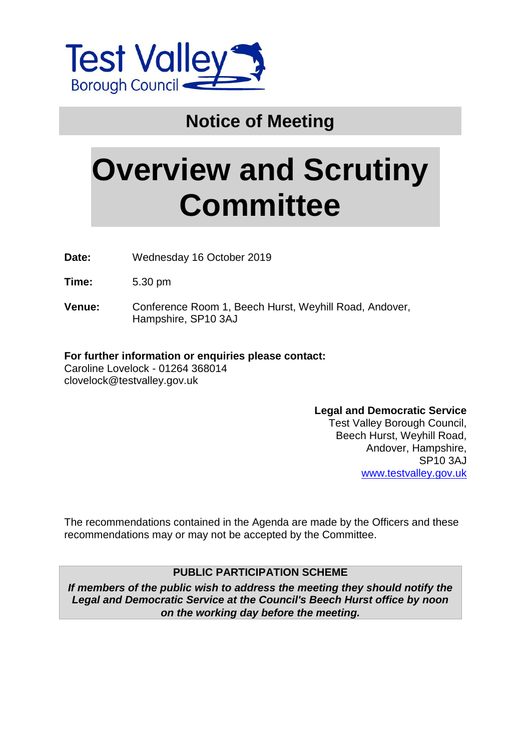Test Valley
Borough Council

## Notice of Meeting

# Overview and Scrutiny Committee

**Date:** Wednesday 16 October 2019

**Time:** 5.30 pm

**Venue:** Conference Room 1, Beech Hurst, Weyhill Road, Andover, Hampshire, SP10 3AJ

**For further information or enquiries please contact:**
Caroline Lovelock - 01264 368014
clovelock@testvalley.gov.uk

**Legal and Democratic Service**
Test Valley Borough Council,
Beech Hurst, Weyhill Road,
Andover, Hampshire,
SP10 3AJ
www.testvalley.gov.uk

The recommendations contained in the Agenda are made by the Officers and these recommendations may or may not be accepted by the Committee.

**PUBLIC PARTICIPATION SCHEME**

***If members of the public wish to address the meeting they should notify the Legal and Democratic Service at the Council's Beech Hurst office by noon on the working day before the meeting.***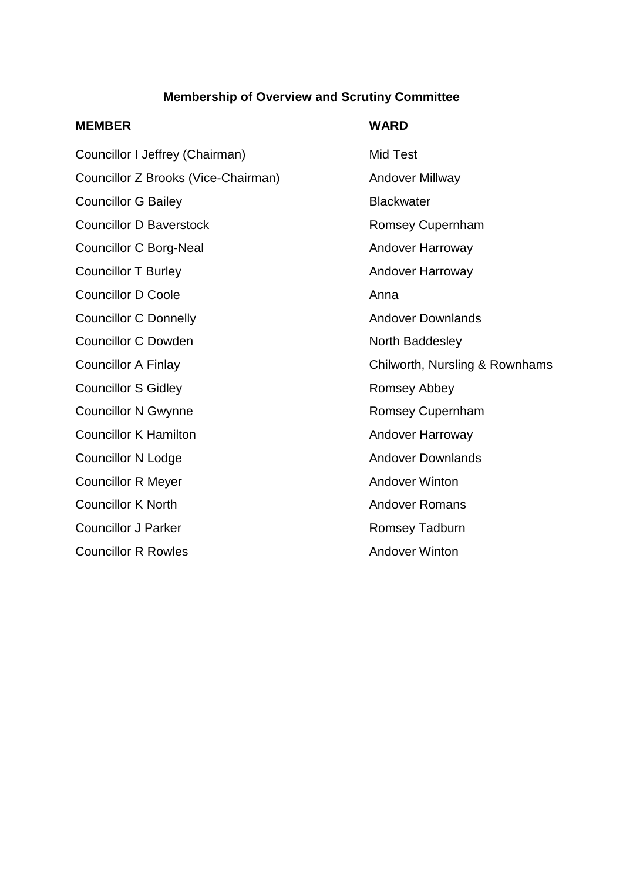## Membership of Overview and Scrutiny Committee

| MEMBER | WARD |
| --- | --- |
| Councillor I Jeffrey (Chairman) | Mid Test |
| Councillor Z Brooks (Vice-Chairman) | Andover Millway |
| Councillor G Bailey | Blackwater |
| Councillor D Baverstock | Romsey Cupernham |
| Councillor C Borg-Neal | Andover Harroway |
| Councillor T Burley | Andover Harroway |
| Councillor D Coole | Anna |
| Councillor C Donnelly | Andover Downlands |
| Councillor C Dowden | North Baddesley |
| Councillor A Finlay | Chilworth, Nursling & Rownhams |
| Councillor S Gidley | Romsey Abbey |
| Councillor N Gwynne | Romsey Cupernham |
| Councillor K Hamilton | Andover Harroway |
| Councillor N Lodge | Andover Downlands |
| Councillor R Meyer | Andover Winton |
| Councillor K North | Andover Romans |
| Councillor J Parker | Romsey Tadburn |
| Councillor R Rowles | Andover Winton |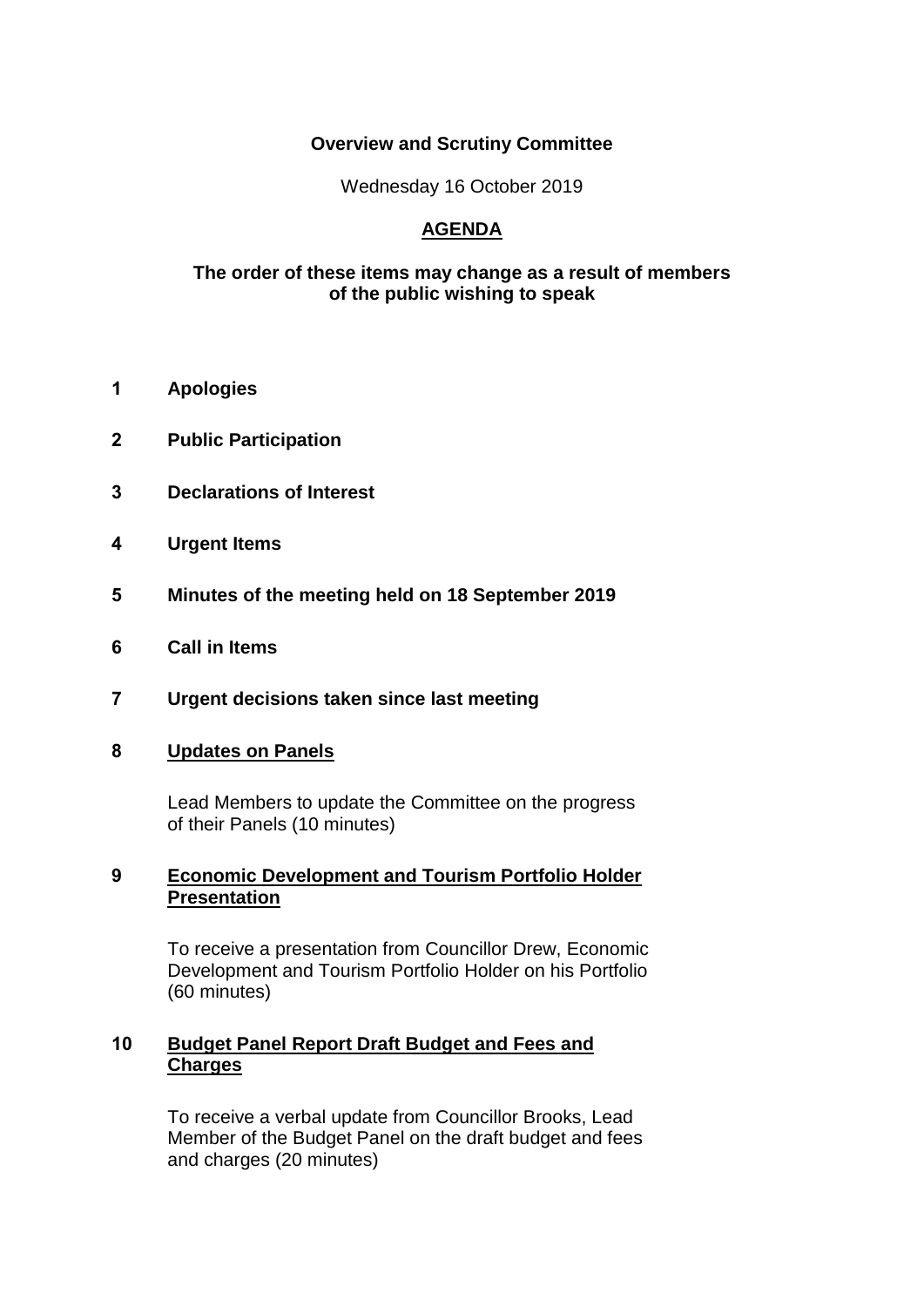**Overview and Scrutiny Committee**

Wednesday 16 October 2019

**AGENDA**

**The order of these items may change as a result of members of the public wishing to speak**

**1 Apologies**

**2 Public Participation**

**3 Declarations of Interest**

**4 Urgent Items**

**5 Minutes of the meeting held on 18 September 2019**

**6 Call in Items**

**7 Urgent decisions taken since last meeting**

**8 Updates on Panels**

Lead Members to update the Committee on the progress of their Panels (10 minutes)

**9 Economic Development and Tourism Portfolio Holder Presentation**

To receive a presentation from Councillor Drew, Economic Development and Tourism Portfolio Holder on his Portfolio (60 minutes)

**10 Budget Panel Report Draft Budget and Fees and Charges**

To receive a verbal update from Councillor Brooks, Lead Member of the Budget Panel on the draft budget and fees and charges (20 minutes)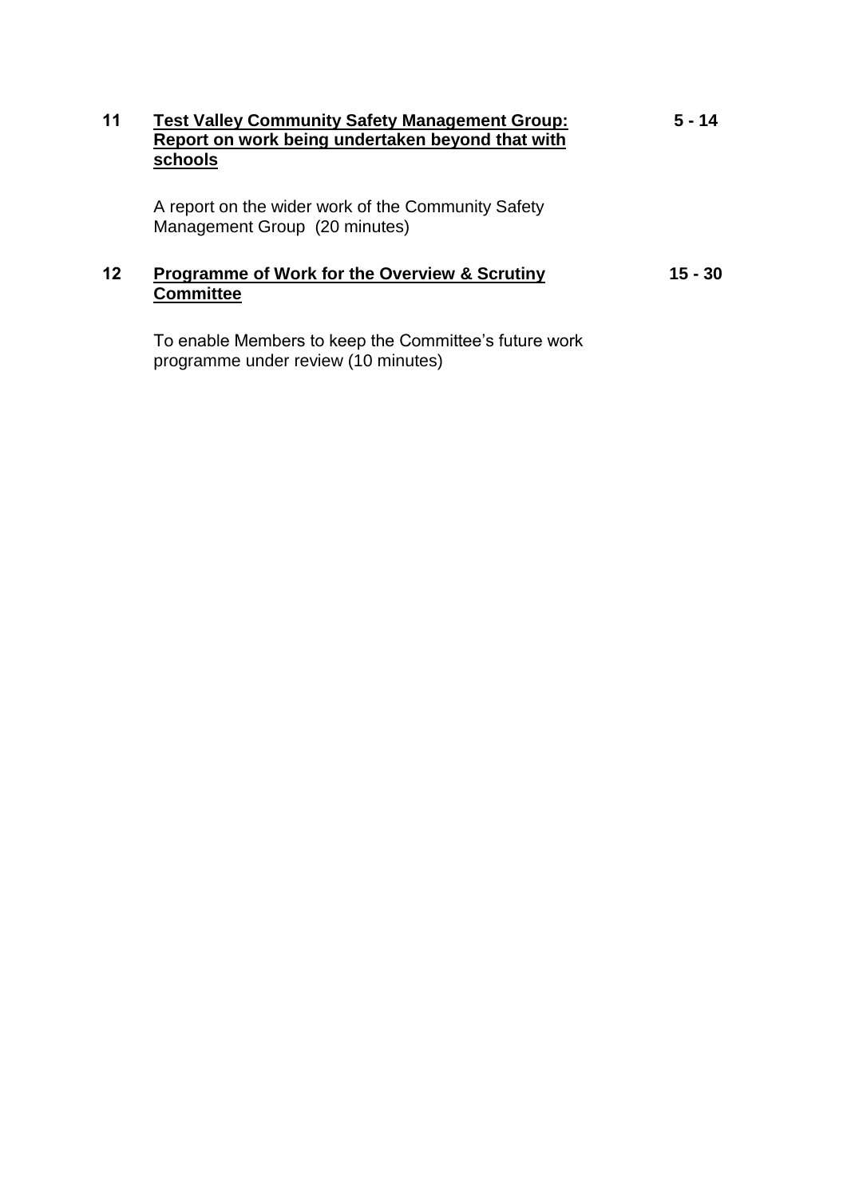**11** **Test Valley Community Safety Management Group: Report on work being undertaken beyond that with schools** **5 - 14**

A report on the wider work of the Community Safety Management Group (20 minutes)

**12** **Programme of Work for the Overview & Scrutiny Committee** **15 - 30**

To enable Members to keep the Committee's future work programme under review (10 minutes)